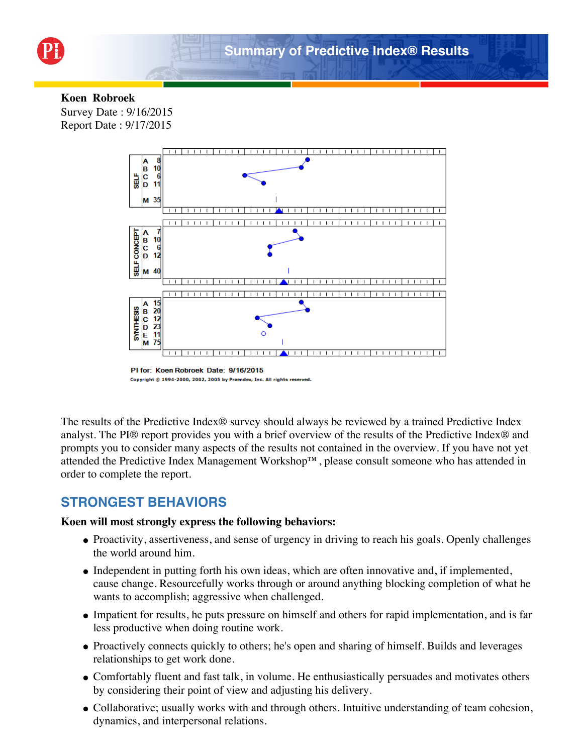# Summary of Predictive Index® Results

**Koen Robroek**
Survey Date : 9/16/2015
Report Date : 9/17/2015

| SELF | |
|---|---|
| A | 8 |
| B | 10 |
| C | 6 |
| D | 11 |
| M | 35 |

| SELF CONCEPT | |
|---|---|
| A | 7 |
| B | 10 |
| C | 6 |
| D | 12 |
| M | 40 |

| SYNTHESIS | |
|---|---|
| A | 15 |
| B | 20 |
| C | 12 |
| D | 23 |
| E | 11 |
| M | 75 |

PI for: Koen Robroek Date: 9/16/2015

Copyright © 1994-2000, 2002, 2005 by Praendex, Inc. All rights reserved.

The results of the Predictive Index® survey should always be reviewed by a trained Predictive Index analyst. The PI® report provides you with a brief overview of the results of the Predictive Index® and prompts you to consider many aspects of the results not contained in the overview. If you have not yet attended the Predictive Index Management Workshop™ , please consult someone who has attended in order to complete the report.

## STRONGEST BEHAVIORS

**Koen will most strongly express the following behaviors:**

- Proactivity, assertiveness, and sense of urgency in driving to reach his goals. Openly challenges the world around him.
- Independent in putting forth his own ideas, which are often innovative and, if implemented, cause change. Resourcefully works through or around anything blocking completion of what he wants to accomplish; aggressive when challenged.
- Impatient for results, he puts pressure on himself and others for rapid implementation, and is far less productive when doing routine work.
- Proactively connects quickly to others; he's open and sharing of himself. Builds and leverages relationships to get work done.
- Comfortably fluent and fast talk, in volume. He enthusiastically persuades and motivates others by considering their point of view and adjusting his delivery.
- Collaborative; usually works with and through others. Intuitive understanding of team cohesion, dynamics, and interpersonal relations.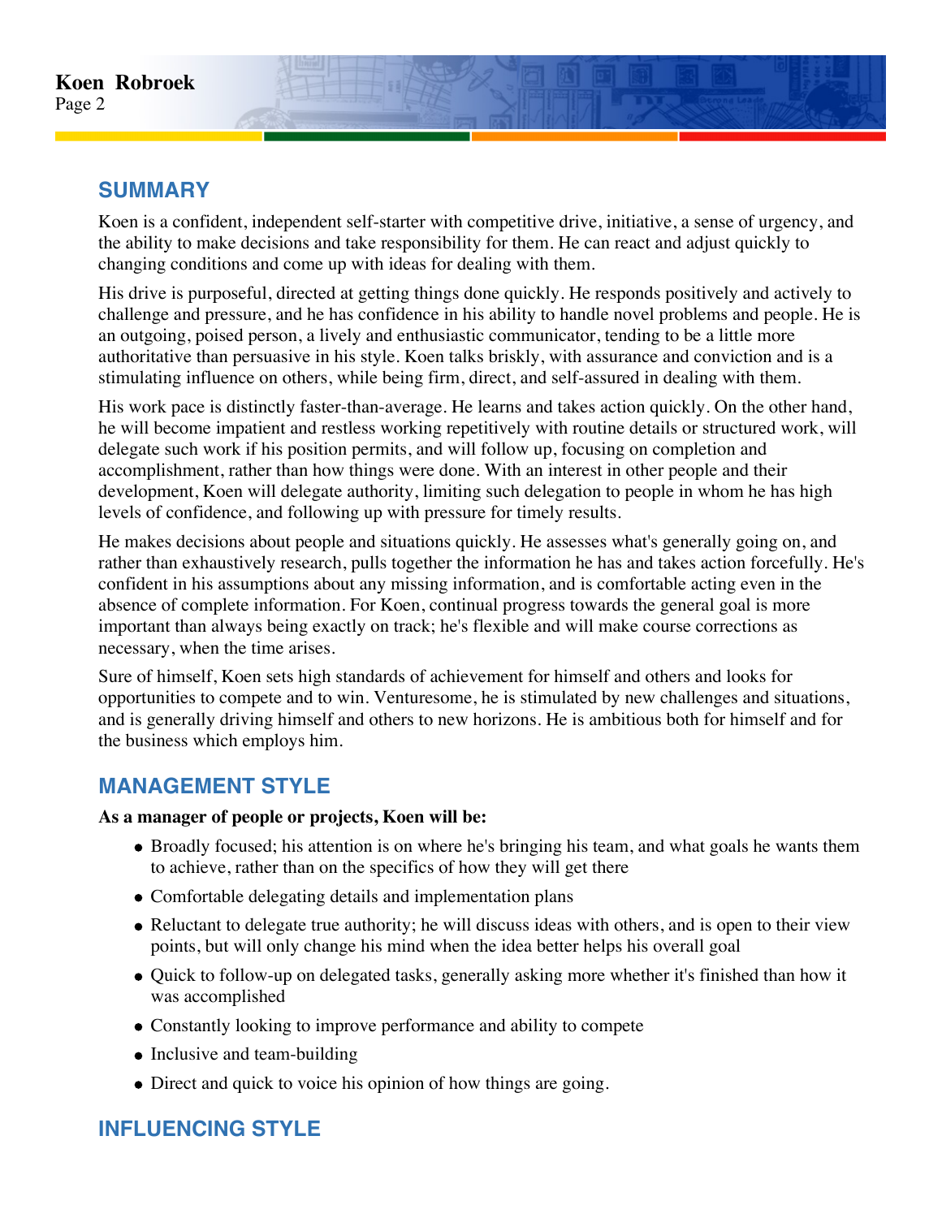## SUMMARY

Koen is a confident, independent self-starter with competitive drive, initiative, a sense of urgency, and the ability to make decisions and take responsibility for them. He can react and adjust quickly to changing conditions and come up with ideas for dealing with them.

His drive is purposeful, directed at getting things done quickly. He responds positively and actively to challenge and pressure, and he has confidence in his ability to handle novel problems and people. He is an outgoing, poised person, a lively and enthusiastic communicator, tending to be a little more authoritative than persuasive in his style. Koen talks briskly, with assurance and conviction and is a stimulating influence on others, while being firm, direct, and self-assured in dealing with them.

His work pace is distinctly faster-than-average. He learns and takes action quickly. On the other hand, he will become impatient and restless working repetitively with routine details or structured work, will delegate such work if his position permits, and will follow up, focusing on completion and accomplishment, rather than how things were done. With an interest in other people and their development, Koen will delegate authority, limiting such delegation to people in whom he has high levels of confidence, and following up with pressure for timely results.

He makes decisions about people and situations quickly. He assesses what's generally going on, and rather than exhaustively research, pulls together the information he has and takes action forcefully. He's confident in his assumptions about any missing information, and is comfortable acting even in the absence of complete information. For Koen, continual progress towards the general goal is more important than always being exactly on track; he's flexible and will make course corrections as necessary, when the time arises.

Sure of himself, Koen sets high standards of achievement for himself and others and looks for opportunities to compete and to win. Venturesome, he is stimulated by new challenges and situations, and is generally driving himself and others to new horizons. He is ambitious both for himself and for the business which employs him.

## MANAGEMENT STYLE

**As a manager of people or projects, Koen will be:**

- Broadly focused; his attention is on where he's bringing his team, and what goals he wants them to achieve, rather than on the specifics of how they will get there
- Comfortable delegating details and implementation plans
- Reluctant to delegate true authority; he will discuss ideas with others, and is open to their view points, but will only change his mind when the idea better helps his overall goal
- Quick to follow-up on delegated tasks, generally asking more whether it's finished than how it was accomplished
- Constantly looking to improve performance and ability to compete
- Inclusive and team-building
- Direct and quick to voice his opinion of how things are going.

## INFLUENCING STYLE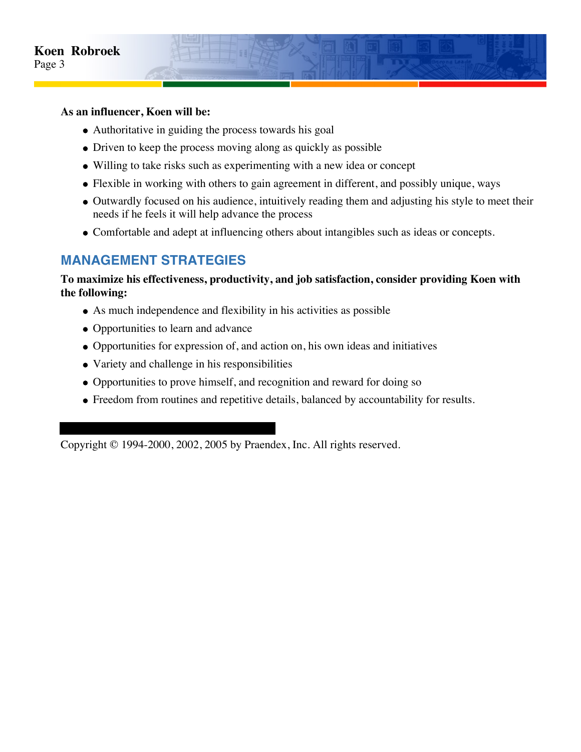**As an influencer, Koen will be:**

- Authoritative in guiding the process towards his goal
- Driven to keep the process moving along as quickly as possible
- Willing to take risks such as experimenting with a new idea or concept
- Flexible in working with others to gain agreement in different, and possibly unique, ways
- Outwardly focused on his audience, intuitively reading them and adjusting his style to meet their needs if he feels it will help advance the process
- Comfortable and adept at influencing others about intangibles such as ideas or concepts.

## MANAGEMENT STRATEGIES

**To maximize his effectiveness, productivity, and job satisfaction, consider providing Koen with the following:**

- As much independence and flexibility in his activities as possible
- Opportunities to learn and advance
- Opportunities for expression of, and action on, his own ideas and initiatives
- Variety and challenge in his responsibilities
- Opportunities to prove himself, and recognition and reward for doing so
- Freedom from routines and repetitive details, balanced by accountability for results.

Copyright © 1994-2000, 2002, 2005 by Praendex, Inc. All rights reserved.